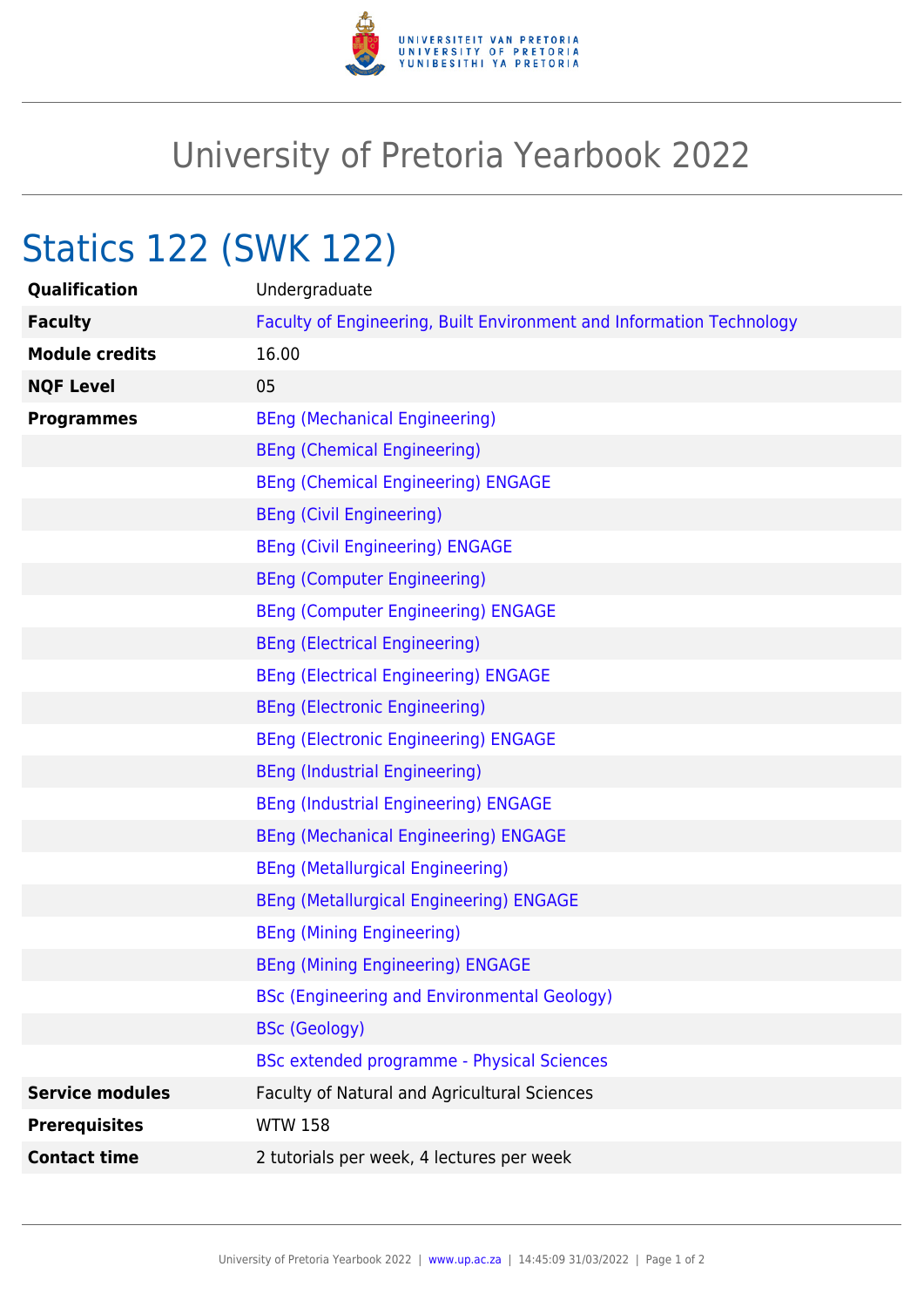# University of Pretoria Yearbook 2022

## Statics 122 (SWK 122)

| | |
|---|---|
| **Qualification** | Undergraduate |
| **Faculty** | Faculty of Engineering, Built Environment and Information Technology |
| **Module credits** | 16.00 |
| **NQF Level** | 05 |
| **Programmes** | BEng (Mechanical Engineering) |
| | BEng (Chemical Engineering) |
| | BEng (Chemical Engineering) ENGAGE |
| | BEng (Civil Engineering) |
| | BEng (Civil Engineering) ENGAGE |
| | BEng (Computer Engineering) |
| | BEng (Computer Engineering) ENGAGE |
| | BEng (Electrical Engineering) |
| | BEng (Electrical Engineering) ENGAGE |
| | BEng (Electronic Engineering) |
| | BEng (Electronic Engineering) ENGAGE |
| | BEng (Industrial Engineering) |
| | BEng (Industrial Engineering) ENGAGE |
| | BEng (Mechanical Engineering) ENGAGE |
| | BEng (Metallurgical Engineering) |
| | BEng (Metallurgical Engineering) ENGAGE |
| | BEng (Mining Engineering) |
| | BEng (Mining Engineering) ENGAGE |
| | BSc (Engineering and Environmental Geology) |
| | BSc (Geology) |
| | BSc extended programme - Physical Sciences |
| **Service modules** | Faculty of Natural and Agricultural Sciences |
| **Prerequisites** | WTW 158 |
| **Contact time** | 2 tutorials per week, 4 lectures per week |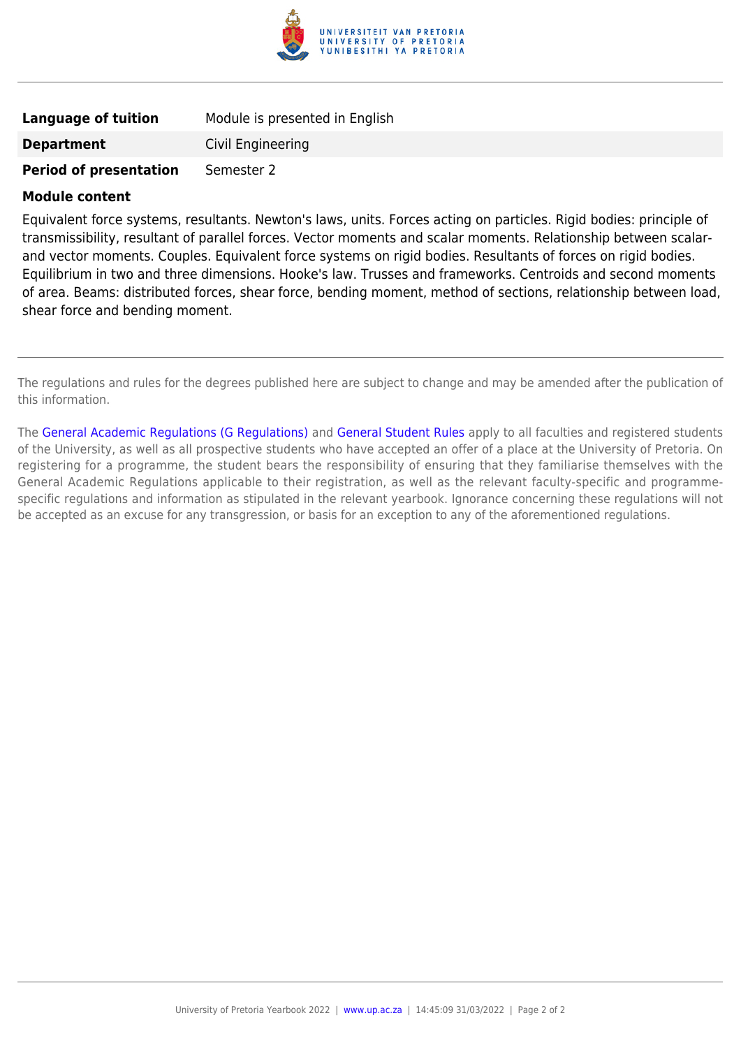| | |
|---|---|
| **Language of tuition** | Module is presented in English |
| **Department** | Civil Engineering |
| **Period of presentation** | Semester 2 |

**Module content**

Equivalent force systems, resultants. Newton's laws, units. Forces acting on particles. Rigid bodies: principle of transmissibility, resultant of parallel forces. Vector moments and scalar moments. Relationship between scalar- and vector moments. Couples. Equivalent force systems on rigid bodies. Resultants of forces on rigid bodies. Equilibrium in two and three dimensions. Hooke's law. Trusses and frameworks. Centroids and second moments of area. Beams: distributed forces, shear force, bending moment, method of sections, relationship between load, shear force and bending moment.

The regulations and rules for the degrees published here are subject to change and may be amended after the publication of this information.

The General Academic Regulations (G Regulations) and General Student Rules apply to all faculties and registered students of the University, as well as all prospective students who have accepted an offer of a place at the University of Pretoria. On registering for a programme, the student bears the responsibility of ensuring that they familiarise themselves with the General Academic Regulations applicable to their registration, as well as the relevant faculty-specific and programme-specific regulations and information as stipulated in the relevant yearbook. Ignorance concerning these regulations will not be accepted as an excuse for any transgression, or basis for an exception to any of the aforementioned regulations.